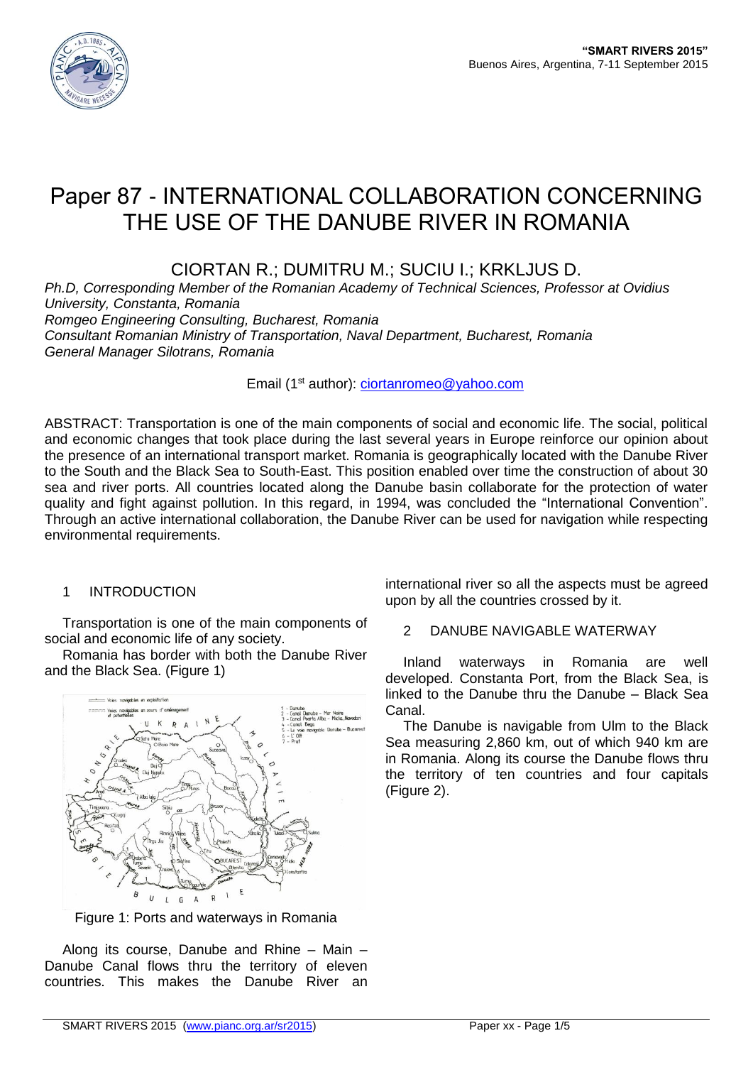# Paper 87 - INTERNATIONAL COLLABORATION CONCERNING THE USE OF THE DANUBE RIVER IN ROMANIA

CIORTAN R.; DUMITRU M.; SUCIU I.; KRKLJUS D.

*Ph.D, Corresponding Member of the Romanian Academy of Technical Sciences, Professor at Ovidius University, Constanta, Romania*
*Romgeo Engineering Consulting, Bucharest, Romania*
*Consultant Romanian Ministry of Transportation, Naval Department, Bucharest, Romania*
*General Manager Silotrans, Romania*

Email (1st author): ciortanromeo@yahoo.com

ABSTRACT: Transportation is one of the main components of social and economic life. The social, political and economic changes that took place during the last several years in Europe reinforce our opinion about the presence of an international transport market. Romania is geographically located with the Danube River to the South and the Black Sea to South-East. This position enabled over time the construction of about 30 sea and river ports. All countries located along the Danube basin collaborate for the protection of water quality and fight against pollution. In this regard, in 1994, was concluded the "International Convention". Through an active international collaboration, the Danube River can be used for navigation while respecting environmental requirements.

## 1 INTRODUCTION

Transportation is one of the main components of social and economic life of any society.

Romania has border with both the Danube River and the Black Sea. (Figure 1)

Figure 1: Ports and waterways in Romania

Along its course, Danube and Rhine – Main – Danube Canal flows thru the territory of eleven countries. This makes the Danube River an international river so all the aspects must be agreed upon by all the countries crossed by it.

## 2 DANUBE NAVIGABLE WATERWAY

Inland waterways in Romania are well developed. Constanta Port, from the Black Sea, is linked to the Danube thru the Danube – Black Sea Canal.

The Danube is navigable from Ulm to the Black Sea measuring 2,860 km, out of which 940 km are in Romania. Along its course the Danube flows thru the territory of ten countries and four capitals (Figure 2).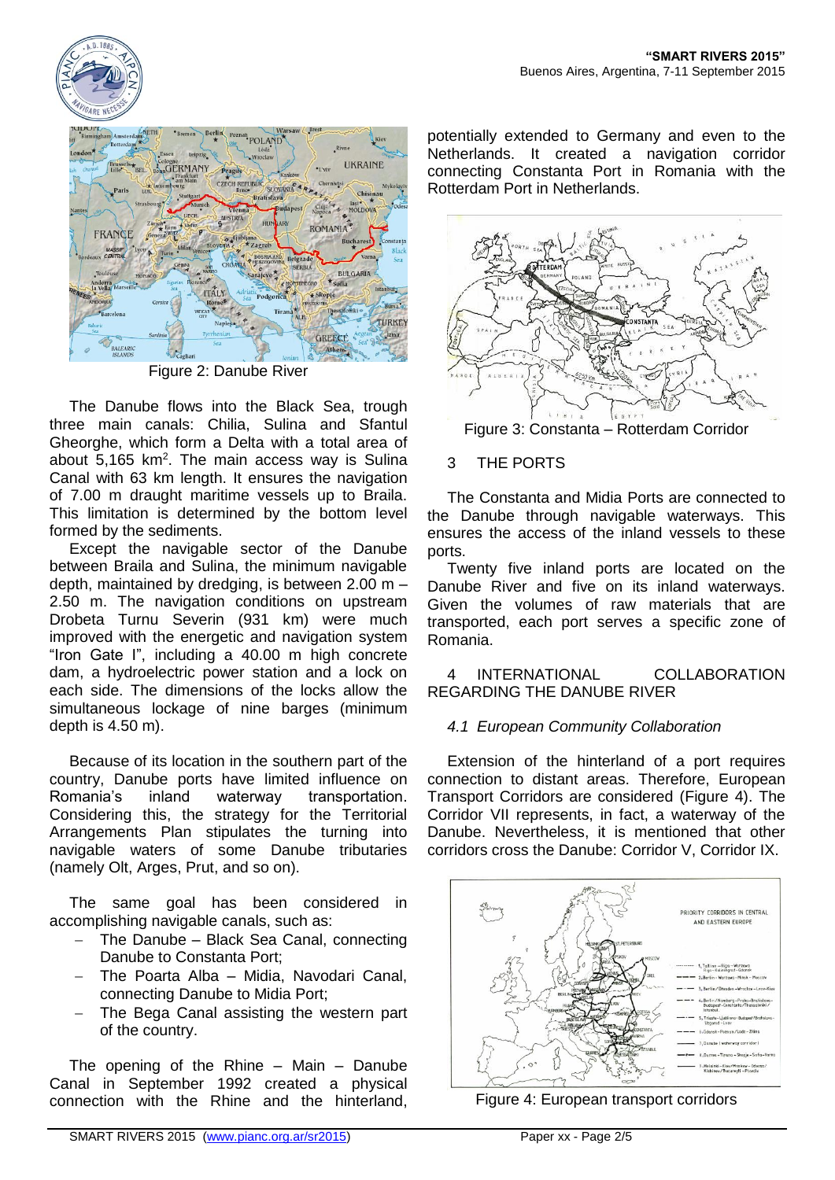Figure 2: Danube River

The Danube flows into the Black Sea, trough three main canals: Chilia, Sulina and Sfantul Gheorghe, which form a Delta with a total area of about 5,165 km$^2$. The main access way is Sulina Canal with 63 km length. It ensures the navigation of 7.00 m draught maritime vessels up to Braila. This limitation is determined by the bottom level formed by the sediments.

Except the navigable sector of the Danube between Braila and Sulina, the minimum navigable depth, maintained by dredging, is between 2.00 m – 2.50 m. The navigation conditions on upstream Drobeta Turnu Severin (931 km) were much improved with the energetic and navigation system "Iron Gate I", including a 40.00 m high concrete dam, a hydroelectric power station and a lock on each side. The dimensions of the locks allow the simultaneous lockage of nine barges (minimum depth is 4.50 m).

Because of its location in the southern part of the country, Danube ports have limited influence on Romania's inland waterway transportation. Considering this, the strategy for the Territorial Arrangements Plan stipulates the turning into navigable waters of some Danube tributaries (namely Olt, Arges, Prut, and so on).

The same goal has been considered in accomplishing navigable canals, such as:

- The Danube – Black Sea Canal, connecting Danube to Constanta Port;
- The Poarta Alba – Midia, Navodari Canal, connecting Danube to Midia Port;
- The Bega Canal assisting the western part of the country.

The opening of the Rhine – Main – Danube Canal in September 1992 created a physical connection with the Rhine and the hinterland, potentially extended to Germany and even to the Netherlands. It created a navigation corridor connecting Constanta Port in Romania with the Rotterdam Port in Netherlands.

Figure 3: Constanta – Rotterdam Corridor

## 3 THE PORTS

The Constanta and Midia Ports are connected to the Danube through navigable waterways. This ensures the access of the inland vessels to these ports.

Twenty five inland ports are located on the Danube River and five on its inland waterways. Given the volumes of raw materials that are transported, each port serves a specific zone of Romania.

## 4 INTERNATIONAL COLLABORATION REGARDING THE DANUBE RIVER

### *4.1 European Community Collaboration*

Extension of the hinterland of a port requires connection to distant areas. Therefore, European Transport Corridors are considered (Figure 4). The Corridor VII represents, in fact, a waterway of the Danube. Nevertheless, it is mentioned that other corridors cross the Danube: Corridor V, Corridor IX.

Figure 4: European transport corridors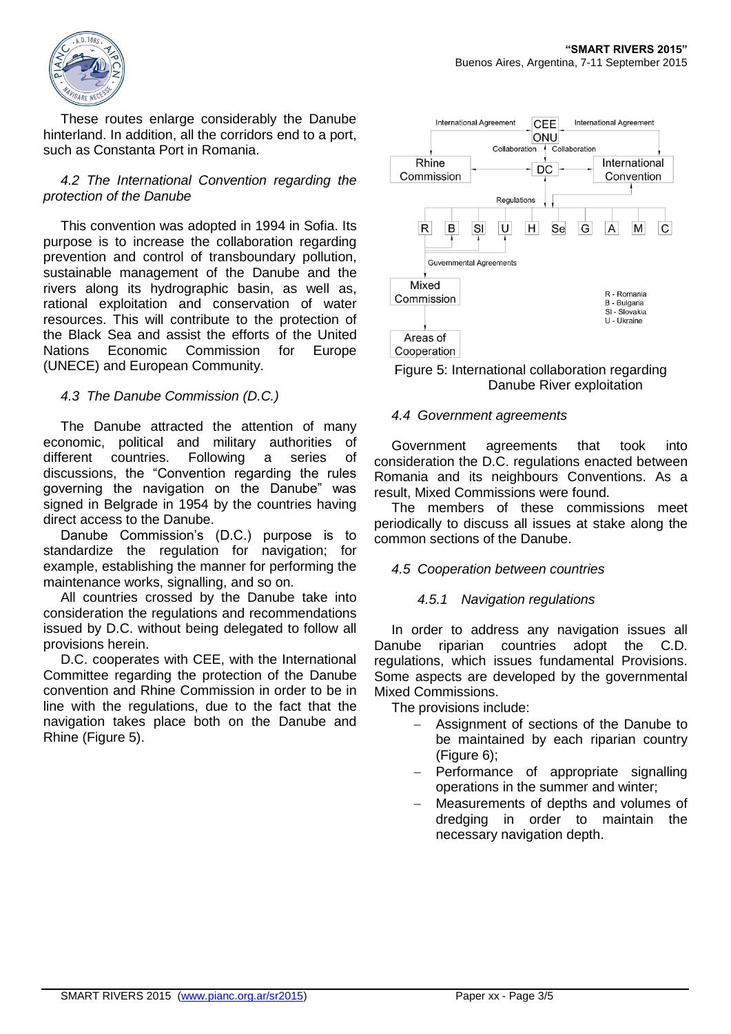These routes enlarge considerably the Danube hinterland. In addition, all the corridors end to a port, such as Constanta Port in Romania.

### *4.2 The International Convention regarding the protection of the Danube*

This convention was adopted in 1994 in Sofia. Its purpose is to increase the collaboration regarding prevention and control of transboundary pollution, sustainable management of the Danube and the rivers along its hydrographic basin, as well as, rational exploitation and conservation of water resources. This will contribute to the protection of the Black Sea and assist the efforts of the United Nations Economic Commission for Europe (UNECE) and European Community.

### *4.3 The Danube Commission (D.C.)*

The Danube attracted the attention of many economic, political and military authorities of different countries. Following a series of discussions, the "Convention regarding the rules governing the navigation on the Danube" was signed in Belgrade in 1954 by the countries having direct access to the Danube.

Danube Commission's (D.C.) purpose is to standardize the regulation for navigation; for example, establishing the manner for performing the maintenance works, signalling, and so on.

All countries crossed by the Danube take into consideration the regulations and recommendations issued by D.C. without being delegated to follow all provisions herein.

D.C. cooperates with CEE, with the International Committee regarding the protection of the Danube convention and Rhine Commission in order to be in line with the regulations, due to the fact that the navigation takes place both on the Danube and Rhine (Figure 5).

Figure 5: International collaboration regarding Danube River exploitation

### *4.4 Government agreements*

Government agreements that took into consideration the D.C. regulations enacted between Romania and its neighbours Conventions. As a result, Mixed Commissions were found.

The members of these commissions meet periodically to discuss all issues at stake along the common sections of the Danube.

### *4.5 Cooperation between countries*

#### *4.5.1 Navigation regulations*

In order to address any navigation issues all Danube riparian countries adopt the C.D. regulations, which issues fundamental Provisions. Some aspects are developed by the governmental Mixed Commissions.

The provisions include:

- Assignment of sections of the Danube to be maintained by each riparian country (Figure 6);
- Performance of appropriate signalling operations in the summer and winter;
- Measurements of depths and volumes of dredging in order to maintain the necessary navigation depth.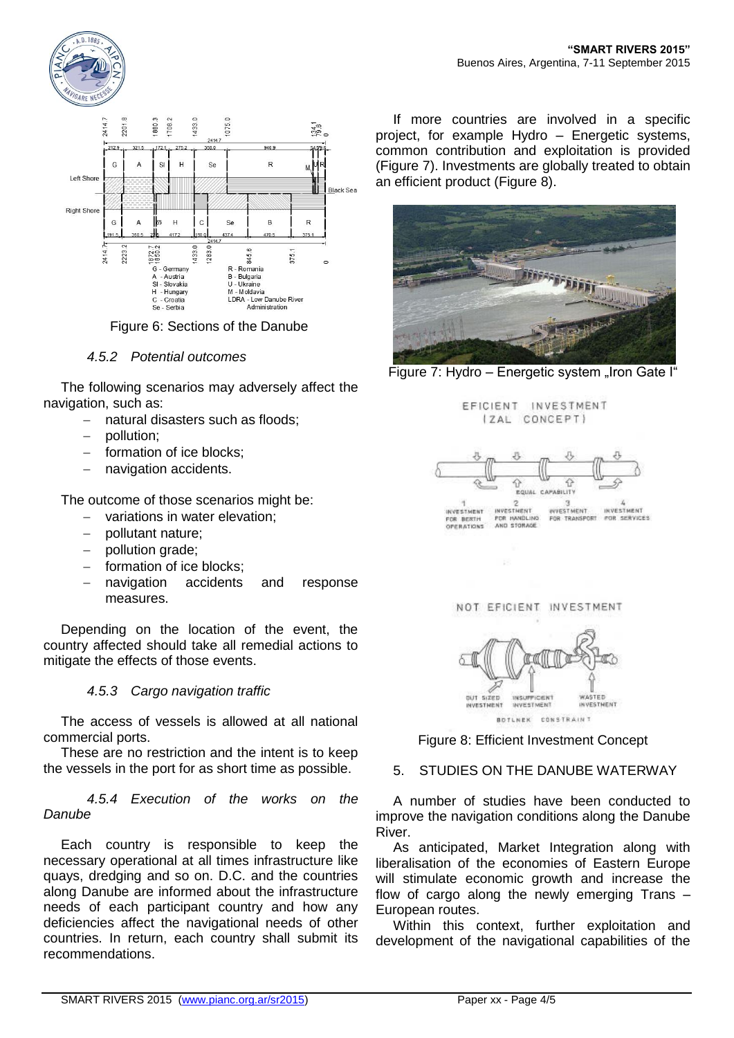Figure 6: Sections of the Danube

### 4.5.2 Potential outcomes

The following scenarios may adversely affect the navigation, such as:

- natural disasters such as floods;
- pollution;
- formation of ice blocks;
- navigation accidents.

The outcome of those scenarios might be:

- variations in water elevation;
- pollutant nature;
- pollution grade;
- formation of ice blocks;
- navigation accidents and response measures.

Depending on the location of the event, the country affected should take all remedial actions to mitigate the effects of those events.

### 4.5.3 Cargo navigation traffic

The access of vessels is allowed at all national commercial ports.

These are no restriction and the intent is to keep the vessels in the port for as short time as possible.

### 4.5.4 Execution of the works on the Danube

Each country is responsible to keep the necessary operational at all times infrastructure like quays, dredging and so on. D.C. and the countries along Danube are informed about the infrastructure needs of each participant country and how any deficiencies affect the navigational needs of other countries. In return, each country shall submit its recommendations.

If more countries are involved in a specific project, for example Hydro – Energetic systems, common contribution and exploitation is provided (Figure 7). Investments are globally treated to obtain an efficient product (Figure 8).

Figure 7: Hydro – Energetic system „Iron Gate I"

Figure 8: Efficient Investment Concept

## 5. STUDIES ON THE DANUBE WATERWAY

A number of studies have been conducted to improve the navigation conditions along the Danube River.

As anticipated, Market Integration along with liberalisation of the economies of Eastern Europe will stimulate economic growth and increase the flow of cargo along the newly emerging Trans – European routes.

Within this context, further exploitation and development of the navigational capabilities of the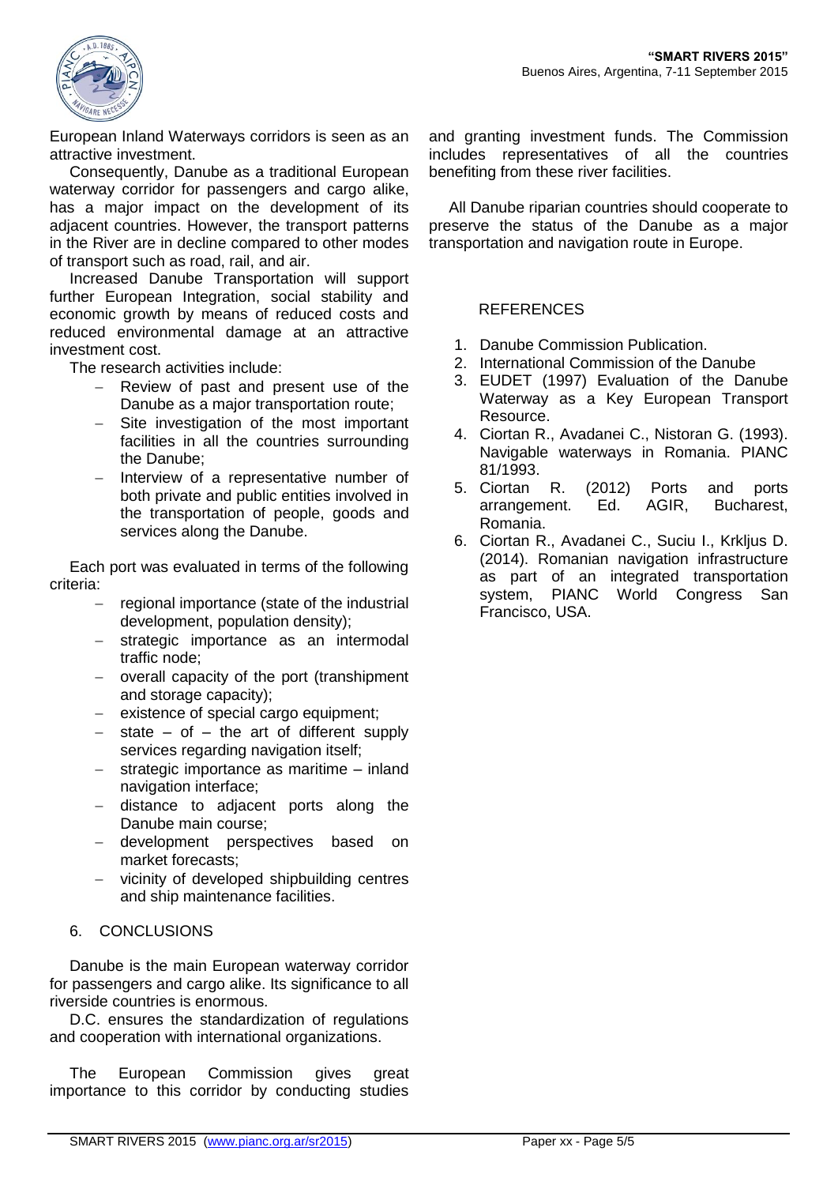European Inland Waterways corridors is seen as an attractive investment.

Consequently, Danube as a traditional European waterway corridor for passengers and cargo alike, has a major impact on the development of its adjacent countries. However, the transport patterns in the River are in decline compared to other modes of transport such as road, rail, and air.

Increased Danube Transportation will support further European Integration, social stability and economic growth by means of reduced costs and reduced environmental damage at an attractive investment cost.

The research activities include:

- Review of past and present use of the Danube as a major transportation route;
- Site investigation of the most important facilities in all the countries surrounding the Danube;
- Interview of a representative number of both private and public entities involved in the transportation of people, goods and services along the Danube.

Each port was evaluated in terms of the following criteria:

- regional importance (state of the industrial development, population density);
- strategic importance as an intermodal traffic node;
- overall capacity of the port (transhipment and storage capacity);
- existence of special cargo equipment;
- state – of – the art of different supply services regarding navigation itself;
- strategic importance as maritime – inland navigation interface;
- distance to adjacent ports along the Danube main course;
- development perspectives based on market forecasts;
- vicinity of developed shipbuilding centres and ship maintenance facilities.

## 6. CONCLUSIONS

Danube is the main European waterway corridor for passengers and cargo alike. Its significance to all riverside countries is enormous.

D.C. ensures the standardization of regulations and cooperation with international organizations.

The European Commission gives great importance to this corridor by conducting studies and granting investment funds. The Commission includes representatives of all the countries benefiting from these river facilities.

All Danube riparian countries should cooperate to preserve the status of the Danube as a major transportation and navigation route in Europe.

## REFERENCES

1. Danube Commission Publication.
2. International Commission of the Danube
3. EUDET (1997) Evaluation of the Danube Waterway as a Key European Transport Resource.
4. Ciortan R., Avadanei C., Nistoran G. (1993). Navigable waterways in Romania. PIANC 81/1993.
5. Ciortan R. (2012) Ports and ports arrangement. Ed. AGIR, Bucharest, Romania.
6. Ciortan R., Avadanei C., Suciu I., Krkljus D. (2014). Romanian navigation infrastructure as part of an integrated transportation system, PIANC World Congress San Francisco, USA.